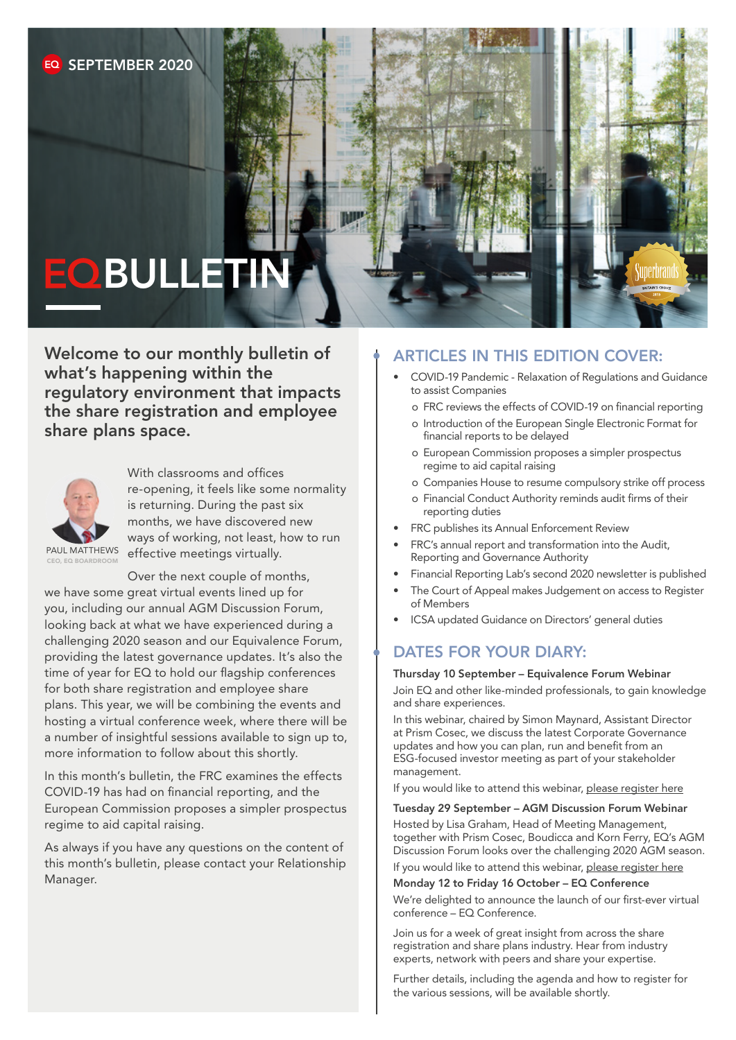EQ SEPTEMBER 2020

# EQBULLETIN

## Welcome to our monthly bulletin of what's happening within the regulatory environment that impacts the share registration and employee share plans space.

PAUL MATTHEWS
CEO, EQ BOARDROOM

With classrooms and offices re-opening, it feels like some normality is returning. During the past six months, we have discovered new ways of working, not least, how to run effective meetings virtually.

Over the next couple of months, we have some great virtual events lined up for you, including our annual AGM Discussion Forum, looking back at what we have experienced during a challenging 2020 season and our Equivalence Forum, providing the latest governance updates. It's also the time of year for EQ to hold our flagship conferences for both share registration and employee share plans. This year, we will be combining the events and hosting a virtual conference week, where there will be a number of insightful sessions available to sign up to, more information to follow about this shortly.

In this month's bulletin, the FRC examines the effects COVID-19 has had on financial reporting, and the European Commission proposes a simpler prospectus regime to aid capital raising.

As always if you have any questions on the content of this month's bulletin, please contact your Relationship Manager.

## ARTICLES IN THIS EDITION COVER:

- COVID-19 Pandemic - Relaxation of Regulations and Guidance to assist Companies
  - FRC reviews the effects of COVID-19 on financial reporting
  - Introduction of the European Single Electronic Format for financial reports to be delayed
  - European Commission proposes a simpler prospectus regime to aid capital raising
  - Companies House to resume compulsory strike off process
  - Financial Conduct Authority reminds audit firms of their reporting duties
- FRC publishes its Annual Enforcement Review
- FRC's annual report and transformation into the Audit, Reporting and Governance Authority
- Financial Reporting Lab's second 2020 newsletter is published
- The Court of Appeal makes Judgement on access to Register of Members
- ICSA updated Guidance on Directors' general duties

## DATES FOR YOUR DIARY:

**Thursday 10 September – Equivalence Forum Webinar**

Join EQ and other like-minded professionals, to gain knowledge and share experiences.

In this webinar, chaired by Simon Maynard, Assistant Director at Prism Cosec, we discuss the latest Corporate Governance updates and how you can plan, run and benefit from an ESG-focused investor meeting as part of your stakeholder management.

If you would like to attend this webinar, please register here

**Tuesday 29 September – AGM Discussion Forum Webinar**

Hosted by Lisa Graham, Head of Meeting Management, together with Prism Cosec, Boudicca and Korn Ferry, EQ's AGM Discussion Forum looks over the challenging 2020 AGM season.

If you would like to attend this webinar, please register here

**Monday 12 to Friday 16 October – EQ Conference**

We're delighted to announce the launch of our first-ever virtual conference – EQ Conference.

Join us for a week of great insight from across the share registration and share plans industry. Hear from industry experts, network with peers and share your expertise.

Further details, including the agenda and how to register for the various sessions, will be available shortly.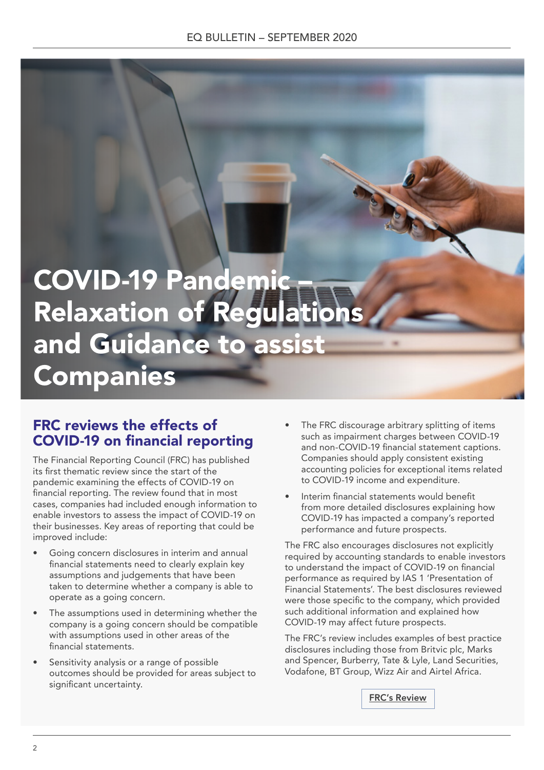# COVID-19 Pandemic – Relaxation of Regulations and Guidance to assist Companies

## FRC reviews the effects of COVID-19 on financial reporting

The Financial Reporting Council (FRC) has published its first thematic review since the start of the pandemic examining the effects of COVID-19 on financial reporting. The review found that in most cases, companies had included enough information to enable investors to assess the impact of COVID-19 on their businesses. Key areas of reporting that could be improved include:

- Going concern disclosures in interim and annual financial statements need to clearly explain key assumptions and judgements that have been taken to determine whether a company is able to operate as a going concern.
- The assumptions used in determining whether the company is a going concern should be compatible with assumptions used in other areas of the financial statements.
- Sensitivity analysis or a range of possible outcomes should be provided for areas subject to significant uncertainty.
- The FRC discourage arbitrary splitting of items such as impairment charges between COVID-19 and non-COVID-19 financial statement captions. Companies should apply consistent existing accounting policies for exceptional items related to COVID-19 income and expenditure.
- Interim financial statements would benefit from more detailed disclosures explaining how COVID-19 has impacted a company's reported performance and future prospects.

The FRC also encourages disclosures not explicitly required by accounting standards to enable investors to understand the impact of COVID-19 on financial performance as required by IAS 1 'Presentation of Financial Statements'. The best disclosures reviewed were those specific to the company, which provided such additional information and explained how COVID-19 may affect future prospects.

The FRC's review includes examples of best practice disclosures including those from Britvic plc, Marks and Spencer, Burberry, Tate & Lyle, Land Securities, Vodafone, BT Group, Wizz Air and Airtel Africa.

FRC's Review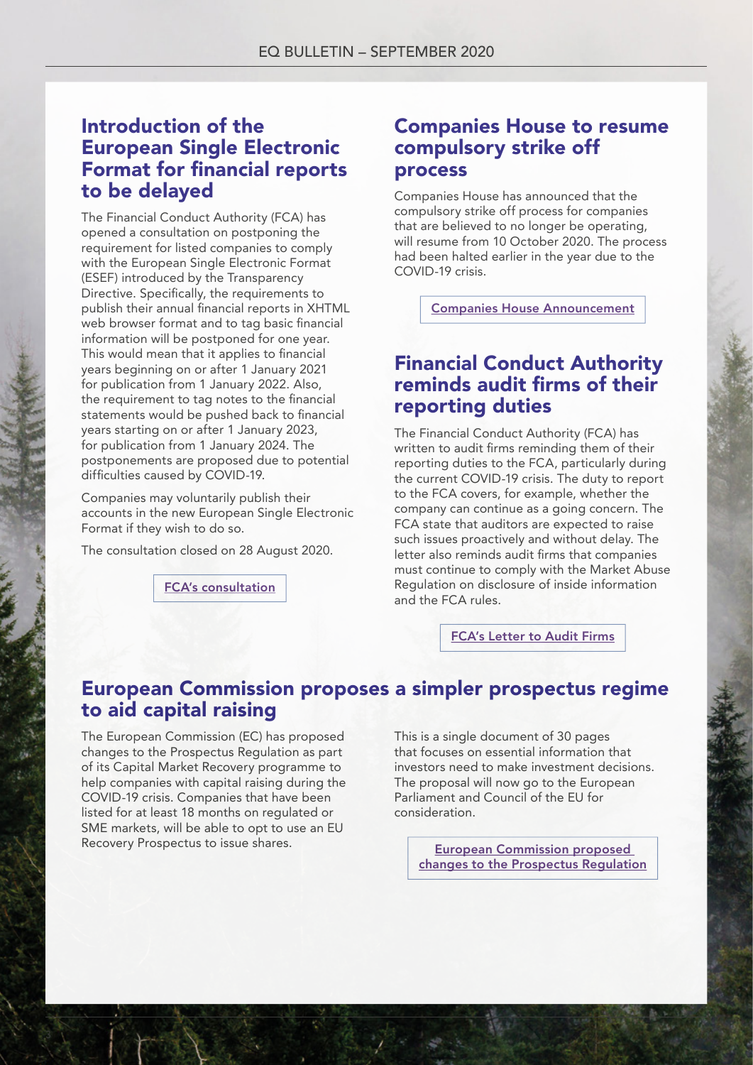## Introduction of the European Single Electronic Format for financial reports to be delayed

The Financial Conduct Authority (FCA) has opened a consultation on postponing the requirement for listed companies to comply with the European Single Electronic Format (ESEF) introduced by the Transparency Directive. Specifically, the requirements to publish their annual financial reports in XHTML web browser format and to tag basic financial information will be postponed for one year. This would mean that it applies to financial years beginning on or after 1 January 2021 for publication from 1 January 2022. Also, the requirement to tag notes to the financial statements would be pushed back to financial years starting on or after 1 January 2023, for publication from 1 January 2024. The postponements are proposed due to potential difficulties caused by COVID-19.

Companies may voluntarily publish their accounts in the new European Single Electronic Format if they wish to do so.

The consultation closed on 28 August 2020.

FCA's consultation

## Companies House to resume compulsory strike off process

Companies House has announced that the compulsory strike off process for companies that are believed to no longer be operating, will resume from 10 October 2020. The process had been halted earlier in the year due to the COVID-19 crisis.

Companies House Announcement

## Financial Conduct Authority reminds audit firms of their reporting duties

The Financial Conduct Authority (FCA) has written to audit firms reminding them of their reporting duties to the FCA, particularly during the current COVID-19 crisis. The duty to report to the FCA covers, for example, whether the company can continue as a going concern. The FCA state that auditors are expected to raise such issues proactively and without delay. The letter also reminds audit firms that companies must continue to comply with the Market Abuse Regulation on disclosure of inside information and the FCA rules.

FCA's Letter to Audit Firms

## European Commission proposes a simpler prospectus regime to aid capital raising

The European Commission (EC) has proposed changes to the Prospectus Regulation as part of its Capital Market Recovery programme to help companies with capital raising during the COVID-19 crisis. Companies that have been listed for at least 18 months on regulated or SME markets, will be able to opt to use an EU Recovery Prospectus to issue shares.

This is a single document of 30 pages that focuses on essential information that investors need to make investment decisions. The proposal will now go to the European Parliament and Council of the EU for consideration.

European Commission proposed changes to the Prospectus Regulation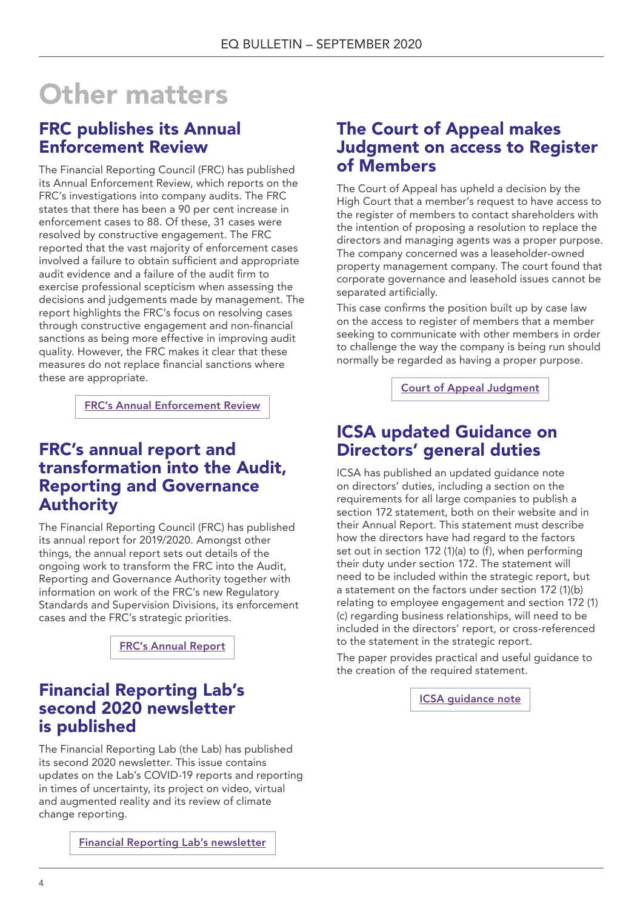# Other matters

## FRC publishes its Annual Enforcement Review

The Financial Reporting Council (FRC) has published its Annual Enforcement Review, which reports on the FRC's investigations into company audits. The FRC states that there has been a 90 per cent increase in enforcement cases to 88. Of these, 31 cases were resolved by constructive engagement. The FRC reported that the vast majority of enforcement cases involved a failure to obtain sufficient and appropriate audit evidence and a failure of the audit firm to exercise professional scepticism when assessing the decisions and judgements made by management. The report highlights the FRC's focus on resolving cases through constructive engagement and non-financial sanctions as being more effective in improving audit quality. However, the FRC makes it clear that these measures do not replace financial sanctions where these are appropriate.

FRC's Annual Enforcement Review

## FRC's annual report and transformation into the Audit, Reporting and Governance Authority

The Financial Reporting Council (FRC) has published its annual report for 2019/2020. Amongst other things, the annual report sets out details of the ongoing work to transform the FRC into the Audit, Reporting and Governance Authority together with information on work of the FRC's new Regulatory Standards and Supervision Divisions, its enforcement cases and the FRC's strategic priorities.

FRC's Annual Report

## Financial Reporting Lab's second 2020 newsletter is published

The Financial Reporting Lab (the Lab) has published its second 2020 newsletter. This issue contains updates on the Lab's COVID-19 reports and reporting in times of uncertainty, its project on video, virtual and augmented reality and its review of climate change reporting.

Financial Reporting Lab's newsletter

## The Court of Appeal makes Judgment on access to Register of Members

The Court of Appeal has upheld a decision by the High Court that a member's request to have access to the register of members to contact shareholders with the intention of proposing a resolution to replace the directors and managing agents was a proper purpose. The company concerned was a leaseholder-owned property management company. The court found that corporate governance and leasehold issues cannot be separated artificially.

This case confirms the position built up by case law on the access to register of members that a member seeking to communicate with other members in order to challenge the way the company is being run should normally be regarded as having a proper purpose.

Court of Appeal Judgment

## ICSA updated Guidance on Directors' general duties

ICSA has published an updated guidance note on directors' duties, including a section on the requirements for all large companies to publish a section 172 statement, both on their website and in their Annual Report. This statement must describe how the directors have had regard to the factors set out in section 172 (1)(a) to (f), when performing their duty under section 172. The statement will need to be included within the strategic report, but a statement on the factors under section 172 (1)(b) relating to employee engagement and section 172 (1)(c) regarding business relationships, will need to be included in the directors' report, or cross-referenced to the statement in the strategic report.

The paper provides practical and useful guidance to the creation of the required statement.

ICSA guidance note